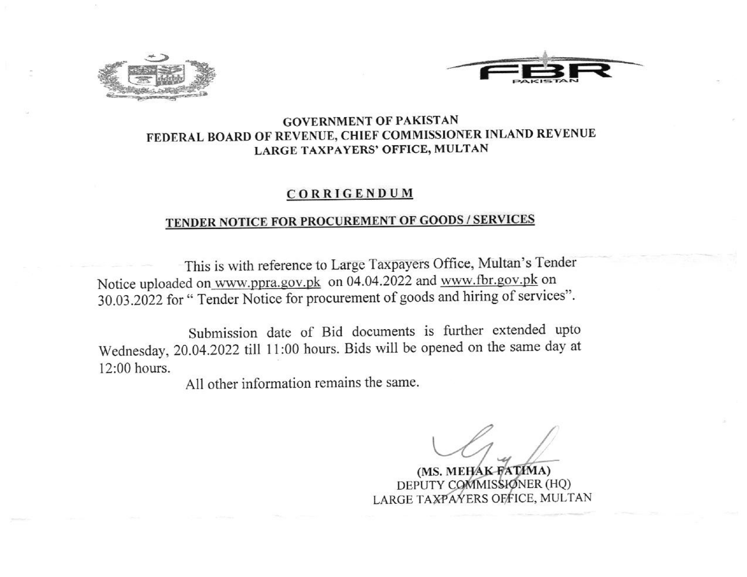**GOVERNMENT OF PAKISTAN**
**FEDERAL BOARD OF REVENUE, CHIEF COMMISSIONER INLAND REVENUE**
**LARGE TAXPAYERS' OFFICE, MULTAN**

# CORRIGENDUM

## TENDER NOTICE FOR PROCUREMENT OF GOODS / SERVICES

This is with reference to Large Taxpayers Office, Multan's Tender Notice uploaded on www.ppra.gov.pk on 04.04.2022 and www.fbr.gov.pk on 30.03.2022 for " Tender Notice for procurement of goods and hiring of services".

Submission date of Bid documents is further extended upto Wednesday, 20.04.2022 till 11:00 hours. Bids will be opened on the same day at 12:00 hours.

All other information remains the same.

**(MS. MEHAK FATIMA)**
DEPUTY COMMISSIONER (HQ)
LARGE TAXPAYERS OFFICE, MULTAN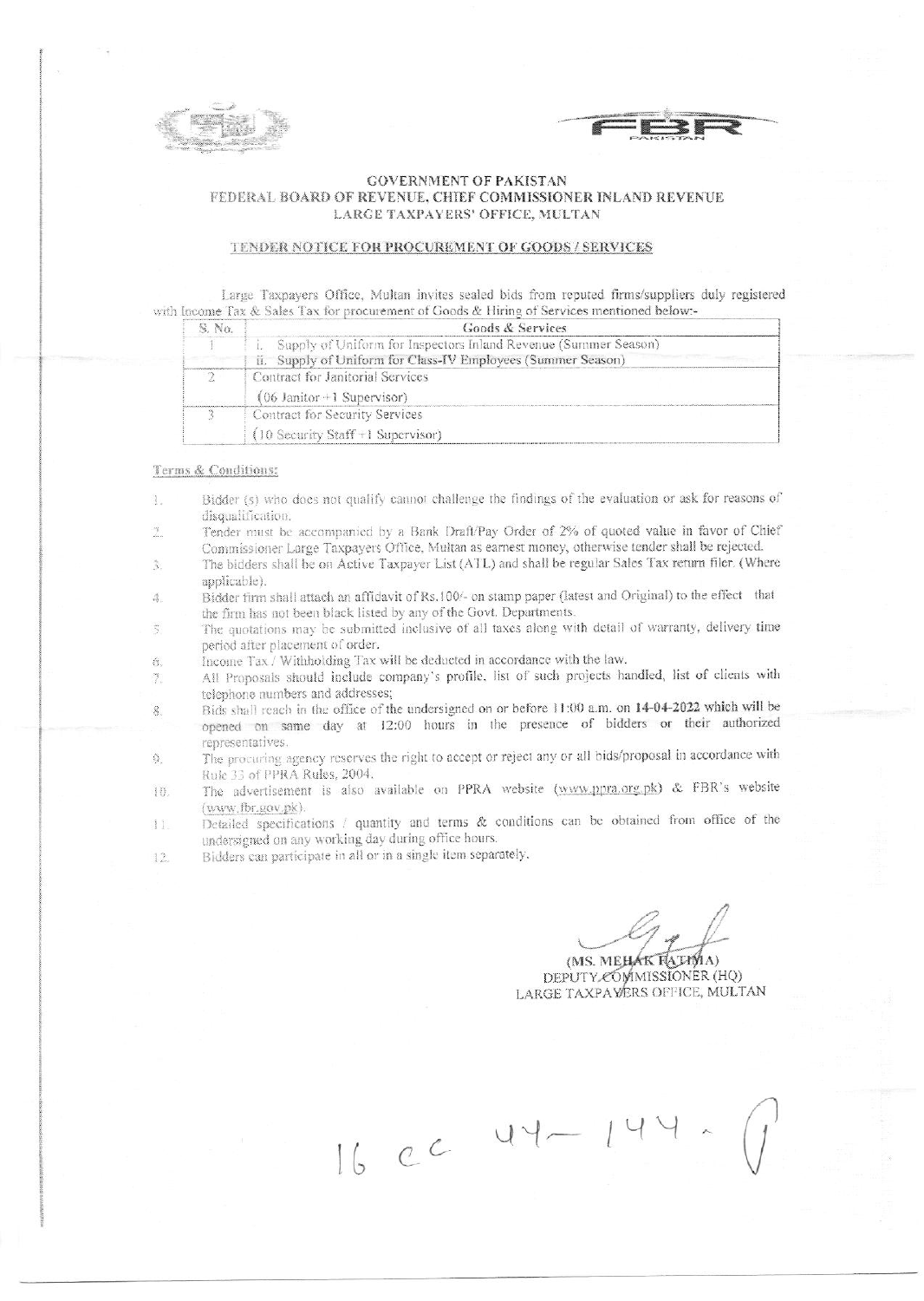# GOVERNMENT OF PAKISTAN
## FEDERAL BOARD OF REVENUE, CHIEF COMMISSIONER INLAND REVENUE
## LARGE TAXPAYERS' OFFICE, MULTAN

### TENDER NOTICE FOR PROCUREMENT OF GOODS / SERVICES

Large Taxpayers Office, Multan invites sealed bids from reputed firms/suppliers duly registered with Income Tax & Sales Tax for procurement of Goods & Hiring of Services mentioned below:-

| S. No. | Goods & Services |
|---|---|
| 1 | i. Supply of Uniform for Inspectors Inland Revenue (Summer Season)<br>ii. Supply of Uniform for Class-IV Employees (Summer Season) |
| 2 | Contract for Janitorial Services<br>(06 Janitor +1 Supervisor) |
| 3 | Contract for Security Services<br>(10 Security Staff +1 Supervisor) |

**Terms & Conditions:**

1. Bidder (s) who does not qualify cannot challenge the findings of the evaluation or ask for reasons of disqualification.
2. Tender must be accompanied by a Bank Draft/Pay Order of 2% of quoted value in favor of Chief Commissioner Large Taxpayers Office, Multan as earnest money, otherwise tender shall be rejected.
3. The bidders shall be on Active Taxpayer List (ATL) and shall be regular Sales Tax return filer. (Where applicable).
4. Bidder firm shall attach an affidavit of Rs.100/- on stamp paper (latest and Original) to the effect that the firm has not been black listed by any of the Govt. Departments.
5. The quotations may be submitted inclusive of all taxes along with detail of warranty, delivery time period after placement of order.
6. Income Tax / Withholding Tax will be deducted in accordance with the law.
7. All Proposals should include company's profile, list of such projects handled, list of clients with telephone numbers and addresses;
8. Bids shall reach in the office of the undersigned on or before 11:00 a.m. on **14-04-2022** which will be opened on same day at 12:00 hours in the presence of bidders or their authorized representatives.
9. The procuring agency reserves the right to accept or reject any or all bids/proposal in accordance with Rule 33 of PPRA Rules, 2004.
10. The advertisement is also available on PPRA website (www.ppra.org.pk) & FBR's website (www.fbr.gov.pk).
11. Detailed specifications / quantity and terms & conditions can be obtained from office of the undersigned on any working day during office hours.
12. Bidders can participate in all or in a single item separately.

(MS. MEHAK FATIMA)
DEPUTY COMMISSIONER (HQ)
LARGE TAXPAYERS OFFICE, MULTAN

16 cc 44-144-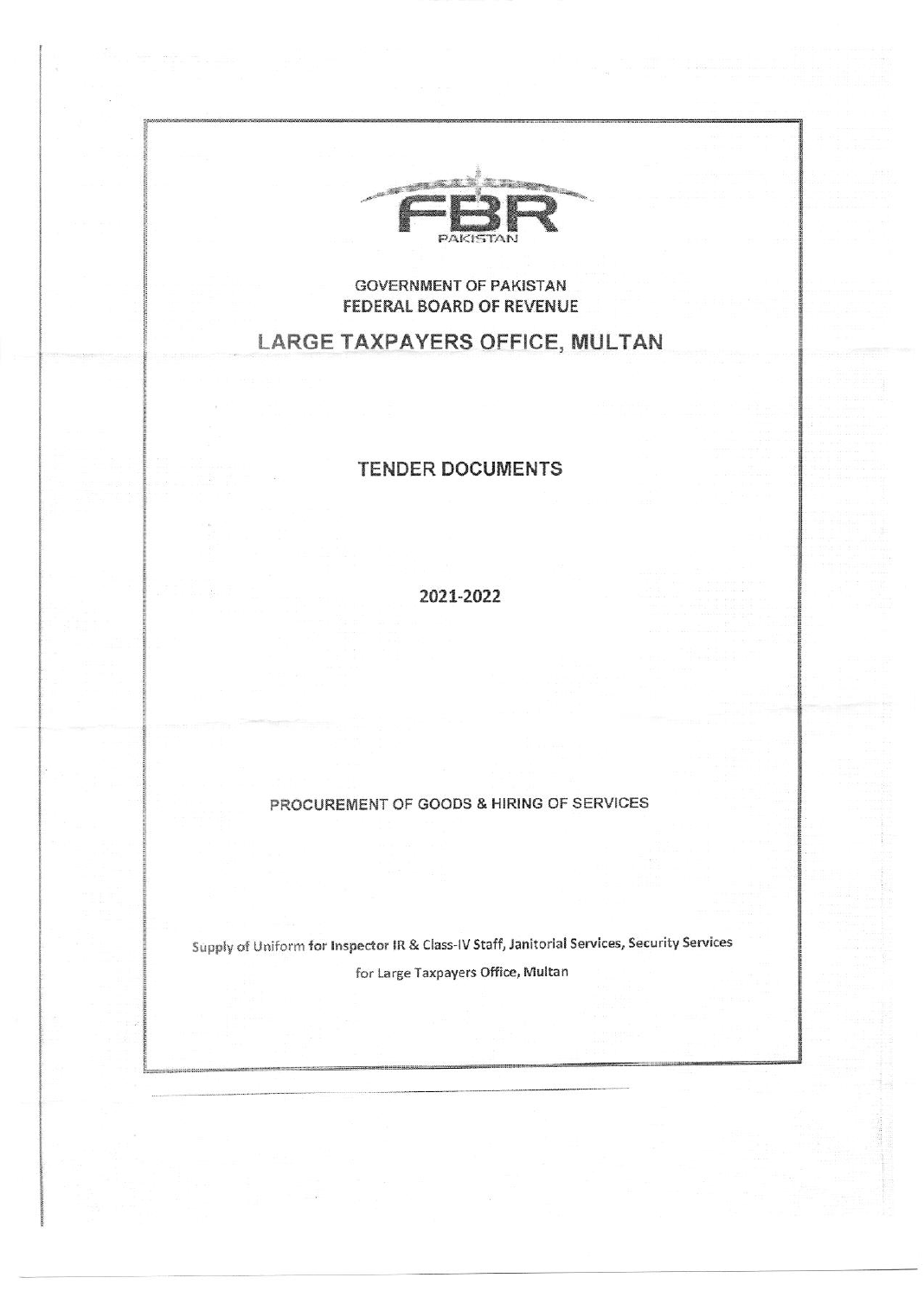GOVERNMENT OF PAKISTAN
FEDERAL BOARD OF REVENUE

# LARGE TAXPAYERS OFFICE, MULTAN

## TENDER DOCUMENTS

**2021-2022**

PROCUREMENT OF GOODS & HIRING OF SERVICES

Supply of Uniform for Inspector IR & Class-IV Staff, Janitorial Services, Security Services for Large Taxpayers Office, Multan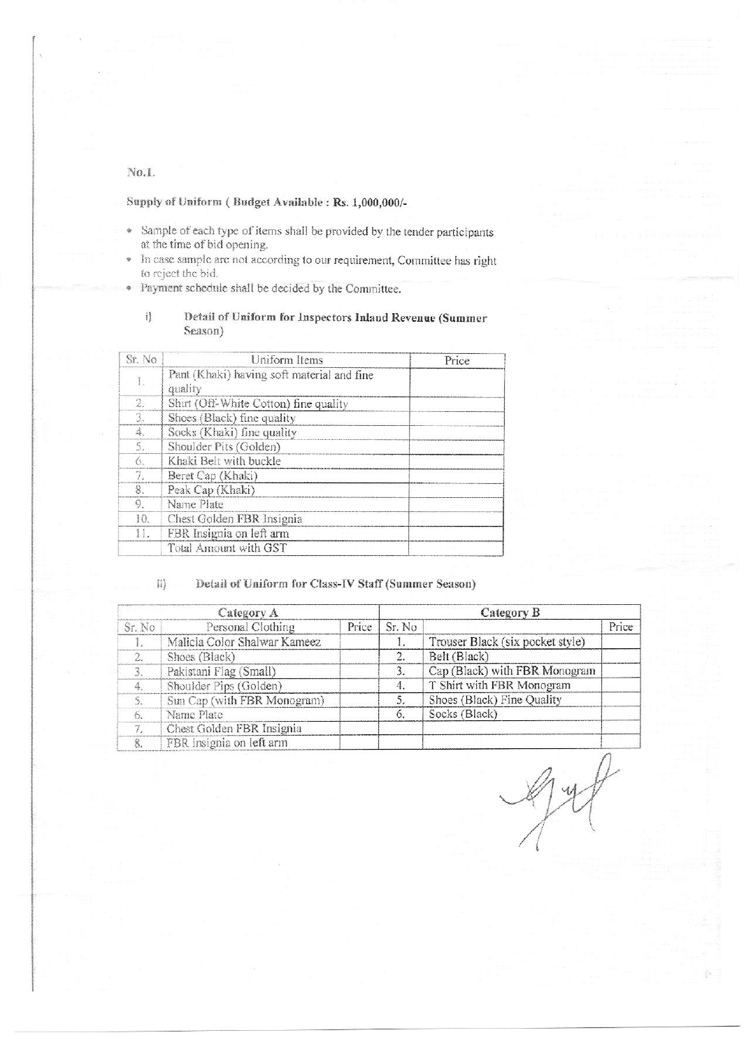No.1.

**Supply of Uniform ( Budget Available : Rs. 1,000,000/-**

- Sample of each type of items shall be provided by the tender participants at the time of bid opening.
- In case sample are not according to our requirement, Committee has right to reject the bid.
- Payment schedule shall be decided by the Committee.

### i) Detail of Uniform for Inspectors Inland Revenue (Summer Season)

| Sr. No | Uniform Items | Price |
|---|---|---|
| 1. | Pant (Khaki) having soft material and fine quality | |
| 2. | Shirt (Off-White Cotton) fine quality | |
| 3. | Shoes (Black) fine quality | |
| 4. | Socks (Khaki) fine quality | |
| 5. | Shoulder Pits (Golden) | |
| 6. | Khaki Belt with buckle | |
| 7. | Beret Cap (Khaki) | |
| 8. | Peak Cap (Khaki) | |
| 9. | Name Plate | |
| 10. | Chest Golden FBR Insignia | |
| 11. | FBR Insignia on left arm | |
| | Total Amount with GST | |

### ii) Detail of Uniform for Class-IV Staff (Summer Season)

| Category A | | | Category B | | |
|---|---|---|---|---|---|
| Sr. No | Personal Clothing | Price | Sr. No | | Price |
| 1. | Malicia Color Shalwar Kameez | | 1. | Trouser Black (six pocket style) | |
| 2. | Shoes (Black) | | 2. | Belt (Black) | |
| 3. | Pakistani Flag (Small) | | 3. | Cap (Black) with FBR Monogram | |
| 4. | Shoulder Pips (Golden) | | 4. | T Shirt with FBR Monogram | |
| 5. | Sun Cap (with FBR Monogram) | | 5. | Shoes (Black) Fine Quality | |
| 6. | Name Plate | | 6. | Socks (Black) | |
| 7. | Chest Golden FBR Insignia | | | | |
| 8. | FBR insignia on left arm | | | | |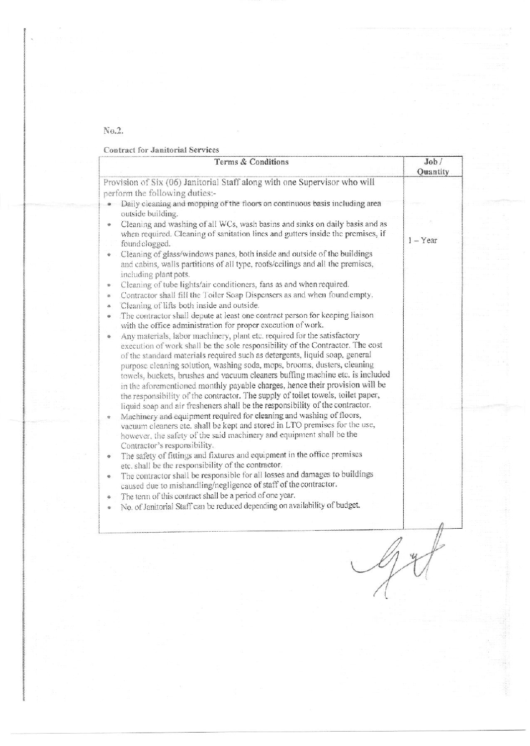No.2.

**Contract for Janitorial Services**

| Terms & Conditions | Job / Quantity |
|---|---|
| Provision of Six (06) Janitorial Staff along with one Supervisor who will perform the following duties:-<br>• Daily cleaning and mopping of the floors on continuous basis including area outside building.<br>• Cleaning and washing of all WCs, wash basins and sinks on daily basis and as when required. Cleaning of sanitation lines and gutters inside the premises, if found clogged.<br>• Cleaning of glass/windows panes, both inside and outside of the buildings and cabins, walls partitions of all type, roofs/ceilings and all the premises, including plant pots.<br>• Cleaning of tube lights/air conditioners, fans as and when required.<br>• Contractor shall fill the Toilet Soap Dispensers as and when found empty.<br>• Cleaning of lifts both inside and outside.<br>• The contractor shall depute at least one contract person for keeping liaison with the office administration for proper execution of work.<br>• Any materials, labor machinery, plant etc. required for the satisfactory execution of work shall be the sole responsibility of the Contractor. The cost of the standard materials required such as detergents, liquid soap, general purpose cleaning solution, washing soda, mops, brooms, dusters, cleaning towels, buckets, brushes and vacuum cleaners buffing machine etc. is included in the aforementioned monthly payable charges, hence their provision will be the responsibility of the contractor. The supply of toilet towels, toilet paper, liquid soap and air fresheners shall be the responsibility of the contractor.<br>• Machinery and equipment required for cleaning and washing of floors, vacuum cleaners etc. shall be kept and stored in LTO premises for the use, however, the safety of the said machinery and equipment shall be the Contractor's responsibility.<br>• The safety of fittings and fixtures and equipment in the office premises etc. shall be the responsibility of the contractor.<br>• The contractor shall be responsible for all losses and damages to buildings caused due to mishandling/negligence of staff of the contractor.<br>• The term of this contract shall be a period of one year.<br>• No. of Janitorial Staff can be reduced depending on availability of budget. | 1 – Year |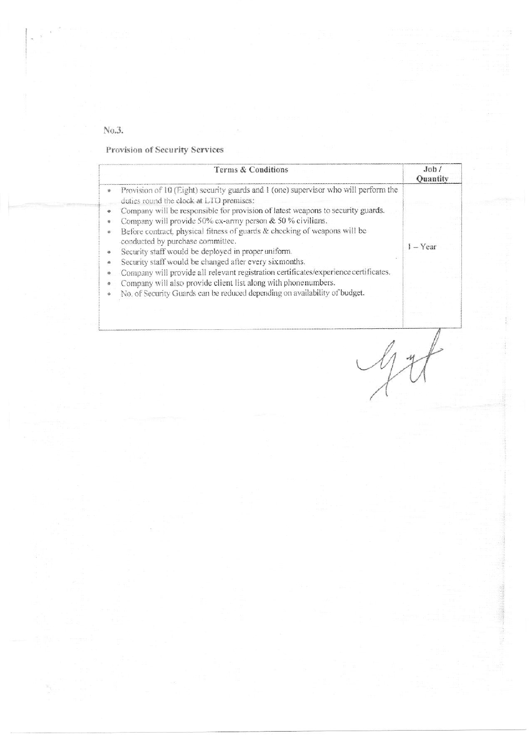No.3.

**Provision of Security Services**

| Terms & Conditions | Job / Quantity |
|---|---|
| • Provision of 10 (Eight) security guards and 1 (one) supervisor who will perform the duties round the clock at LTO premises:<br>• Company will be responsible for provision of latest weapons to security guards.<br>• Company will provide 50% ex-army person & 50 % civilians.<br>• Before contract, physical fitness of guards & checking of weapons will be conducted by purchase committee.<br>• Security staff would be deployed in proper uniform.<br>• Security staff would be changed after every sixmonths.<br>• Company will provide all relevant registration certificates/experience certificates.<br>• Company will also provide client list along with phonenumbers.<br>• No. of Security Guards can be reduced depending on availability of budget. | 1 – Year |